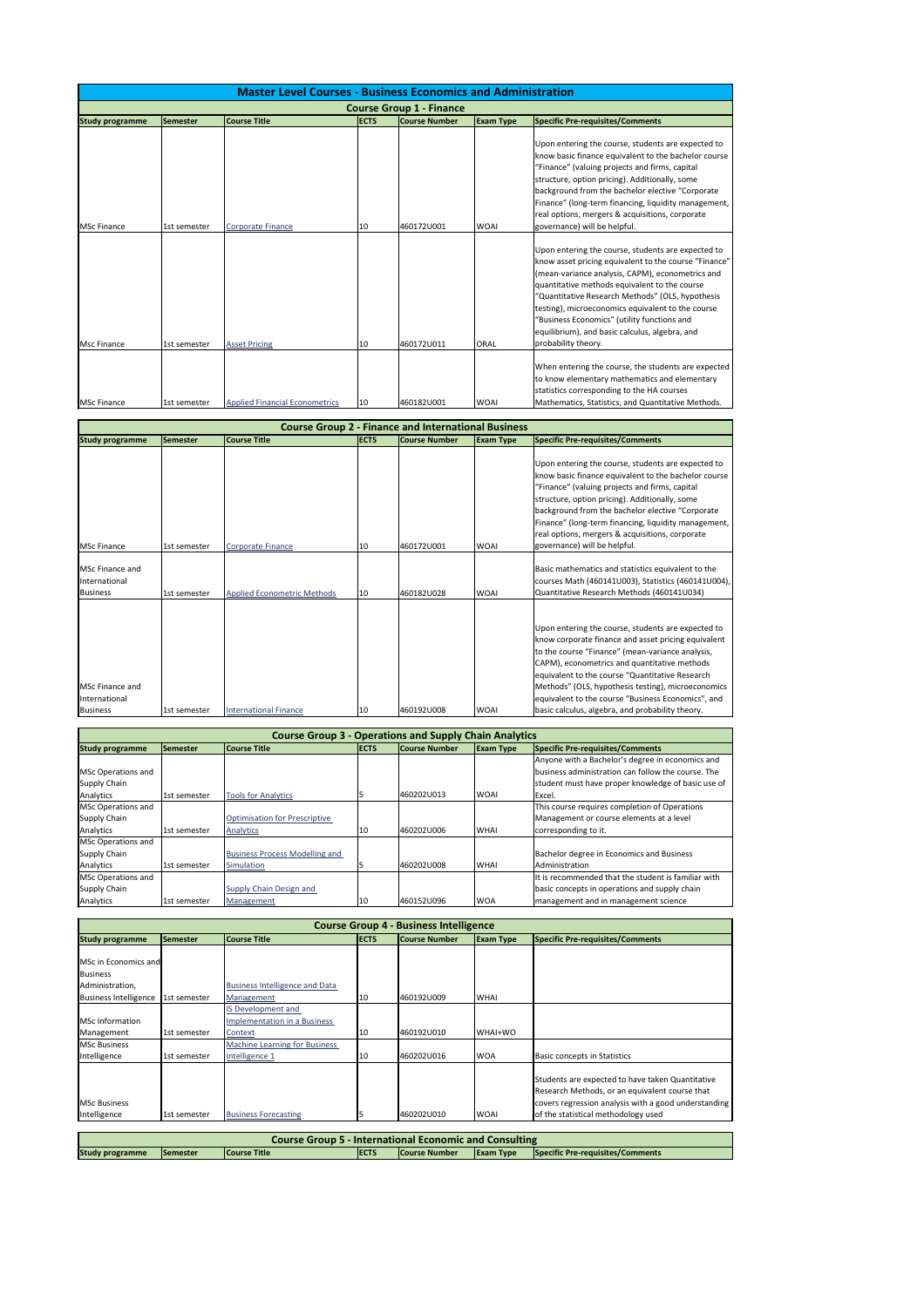# Master Level Courses - Business Economics and Administration

## Course Group 1 - Finance

| Study programme | Semester | Course Title | ECTS | Course Number | Exam Type | Specific Pre-requisites/Comments |
|---|---|---|---|---|---|---|
| MSc Finance | 1st semester | Corporate Finance | 10 | 460172U001 | WOAI | Upon entering the course, students are expected to know basic finance equivalent to the bachelor course "Finance" (valuing projects and firms, capital structure, option pricing). Additionally, some background from the bachelor elective "Corporate Finance" (long-term financing, liquidity management, real options, mergers & acquisitions, corporate governance) will be helpful. |
| Msc Finance | 1st semester | Asset Pricing | 10 | 460172U011 | ORAL | Upon entering the course, students are expected to know asset pricing equivalent to the course "Finance" (mean-variance analysis, CAPM), econometrics and quantitative methods equivalent to the course "Quantitative Research Methods" (OLS, hypothesis testing), microeconomics equivalent to the course "Business Economics" (utility functions and equilibrium), and basic calculus, algebra, and probability theory. |
| MSc Finance | 1st semester | Applied Financial Econometrics | 10 | 460182U001 | WOAI | When entering the course, the students are expected to know elementary mathematics and elementary statistics corresponding to the HA courses Mathematics, Statistics, and Quantitative Methods. |

## Course Group 2 - Finance and International Business

| Study programme | Semester | Course Title | ECTS | Course Number | Exam Type | Specific Pre-requisites/Comments |
|---|---|---|---|---|---|---|
| MSc Finance | 1st semester | Corporate Finance | 10 | 460172U001 | WOAI | Upon entering the course, students are expected to know basic finance equivalent to the bachelor course "Finance" (valuing projects and firms, capital structure, option pricing). Additionally, some background from the bachelor elective "Corporate Finance" (long-term financing, liquidity management, real options, mergers & acquisitions, corporate governance) will be helpful. |
| MSc Finance and International Business | 1st semester | Applied Econometric Methods | 10 | 460182U028 | WOAI | Basic mathematics and statistics equivalent to the courses Math (460141U003), Statistics (460141U004), Quantitative Research Methods (460141U034) |
| MSc Finance and International Business | 1st semester | International Finance | 10 | 460192U008 | WOAI | Upon entering the course, students are expected to know corporate finance and asset pricing equivalent to the course "Finance" (mean-variance analysis, CAPM), econometrics and quantitative methods equivalent to the course "Quantitative Research Methods" (OLS, hypothesis testing), microeconomics equivalent to the course "Business Economics", and basic calculus, algebra, and probability theory. |

## Course Group 3 - Operations and Supply Chain Analytics

| Study programme | Semester | Course Title | ECTS | Course Number | Exam Type | Specific Pre-requisites/Comments |
|---|---|---|---|---|---|---|
| MSc Operations and Supply Chain Analytics | 1st semester | Tools for Analytics | 5 | 460202U013 | WOAI | Anyone with a Bachelor's degree in economics and business administration can follow the course. The student must have proper knowledge of basic use of Excel. |
| MSc Operations and Supply Chain Analytics | 1st semester | Optimisation for Prescriptive Analytics | 10 | 460202U006 | WHAI | This course requires completion of Operations Management or course elements at a level corresponding to it. |
| MSc Operations and Supply Chain Analytics | 1st semester | Business Process Modelling and Simulation | 5 | 460202U008 | WHAI | Bachelor degree in Economics and Business Administration |
| MSc Operations and Supply Chain Analytics | 1st semester | Supply Chain Design and Management | 10 | 460152U096 | WOA | It is recommended that the student is familiar with basic concepts in operations and supply chain management and in management science |

## Course Group 4 - Business Intelligence

| Study programme | Semester | Course Title | ECTS | Course Number | Exam Type | Specific Pre-requisites/Comments |
|---|---|---|---|---|---|---|
| MSc in Economics and Business Administration, Business Intelligence | 1st semester | Business Intelligence and Data Management | 10 | 460192U009 | WHAI | |
| MSc Information Management | 1st semester | IS Development and Implementation in a Business Context | 10 | 460192U010 | WHAI+WO | |
| MSc Business Intelligence | 1st semester | Machine Learning for Business Intelligence 1 | 10 | 460202U016 | WOA | Basic concepts in Statistics |
| MSc Business Intelligence | 1st semester | Business Forecasting | 5 | 460202U010 | WOAI | Students are expected to have taken Quantitative Research Methods, or an equivalent course that covers regression analysis with a good understanding of the statistical methodology used |

## Course Group 5 - International Economic and Consulting

| Study programme | Semester | Course Title | ECTS | Course Number | Exam Type | Specific Pre-requisites/Comments |
|---|---|---|---|---|---|---|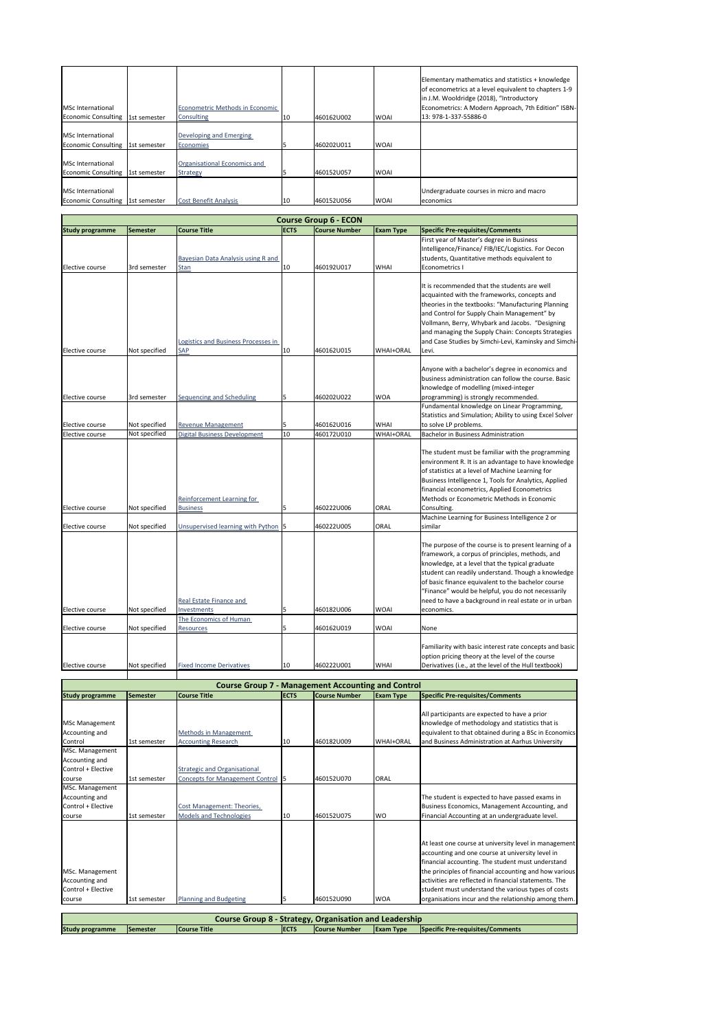| | | | | | | |
|---|---|---|---|---|---|---|
| MSc International Economic Consulting | 1st semester | Econometric Methods in Economic Consulting | 10 | 460162U002 | WOAI | Elementary mathematics and statistics + knowledge of econometrics at a level equivalent to chapters 1-9 in J.M. Wooldridge (2018), "Introductory Econometrics: A Modern Approach, 7th Edition" ISBN-13: 978-1-337-55886-0 |
| MSc International Economic Consulting | 1st semester | Developing and Emerging Economies | 5 | 460202U011 | WOAI | |
| MSc International Economic Consulting | 1st semester | Organisational Economics and Strategy | 5 | 460152U057 | WOAI | |
| MSc International Economic Consulting | 1st semester | Cost Benefit Analysis | 10 | 460152U056 | WOAI | Undergraduate courses in micro and macro economics |

## Course Group 6 - ECON

| Study programme | Semester | Course Title | ECTS | Course Number | Exam Type | Specific Pre-requisites/Comments |
|---|---|---|---|---|---|---|
| Elective course | 3rd semester | Bayesian Data Analysis using R and Stan | 10 | 460192U017 | WHAI | First year of Master's degree in Business Intelligence/Finance/ FIB/IEC/Logistics. For Oecon students, Quantitative methods equivalent to Econometrics I |
| Elective course | Not specified | Logistics and Business Processes in SAP | 10 | 460162U015 | WHAI+ORAL | It is recommended that the students are well acquainted with the frameworks, concepts and theories in the textbooks: "Manufacturing Planning and Control for Supply Chain Management" by Vollmann, Berry, Whybark and Jacobs. "Designing and managing the Supply Chain: Concepts Strategies and Case Studies by Simchi-Levi, Kaminsky and Simchi-Levi. |
| Elective course | 3rd semester | Sequencing and Scheduling | 5 | 460202U022 | WOA | Anyone with a bachelor's degree in economics and business administration can follow the course. Basic knowledge of modelling (mixed-integer programming) is strongly recommended. |
| Elective course | Not specified | Revenue Management | 5 | 460162U016 | WHAI | Fundamental knowledge on Linear Programming, Statistics and Simulation; Ability to using Excel Solver to solve LP problems. |
| Elective course | Not specified | Digital Business Development | 10 | 460172U010 | WHAI+ORAL | Bachelor in Business Administration |
| Elective course | Not specified | Reinforcement Learning for Business | 5 | 460222U006 | ORAL | The student must be familiar with the programming environment R. It is an advantage to have knowledge of statistics at a level of Machine Learning for Business Intelligence 1, Tools for Analytics, Applied financial econometrics, Applied Econometrics Methods or Econometric Methods in Economic Consulting. |
| Elective course | Not specified | Unsupervised learning with Python | 5 | 460222U005 | ORAL | Machine Learning for Business Intelligence 2 or similar |
| Elective course | Not specified | Real Estate Finance and Investments | 5 | 460182U006 | WOAI | The purpose of the course is to present learning of a framework, a corpus of principles, methods, and knowledge, at a level that the typical graduate student can readily understand. Though a knowledge of basic finance equivalent to the bachelor course "Finance" would be helpful, you do not necessarily need to have a background in real estate or in urban economics. |
| Elective course | Not specified | The Economics of Human Resources | 5 | 460162U019 | WOAI | None |
| Elective course | Not specified | Fixed Income Derivatives | 10 | 460222U001 | WHAI | Familiarity with basic interest rate concepts and basic option pricing theory at the level of the course Derivatives (i.e., at the level of the Hull textbook) |

## Course Group 7 - Management Accounting and Control

| Study programme | Semester | Course Title | ECTS | Course Number | Exam Type | Specific Pre-requisites/Comments |
|---|---|---|---|---|---|---|
| MSc Management Accounting and Control | 1st semester | Methods in Management Accounting Research | 10 | 460182U009 | WHAI+ORAL | All participants are expected to have a prior knowledge of methodology and statistics that is equivalent to that obtained during a BSc in Economics and Business Administration at Aarhus University |
| MSc. Management Accounting and Control + Elective course | 1st semester | Strategic and Organisational Concepts for Management Control | 5 | 460152U070 | ORAL | |
| MSc. Management Accounting and Control + Elective course | 1st semester | Cost Management: Theories, Models and Technologies | 10 | 460152U075 | WO | The student is expected to have passed exams in Business Economics, Management Accounting, and Financial Accounting at an undergraduate level. |
| MSc. Management Accounting and Control + Elective course | 1st semester | Planning and Budgeting | 5 | 460152U090 | WOA | At least one course at university level in management accounting and one course at university level in financial accounting. The student must understand the principles of financial accounting and how various activities are reflected in financial statements. The student must understand the various types of costs organisations incur and the relationship among them. |

## Course Group 8 - Strategy, Organisation and Leadership

| Study programme | Semester | Course Title | ECTS | Course Number | Exam Type | Specific Pre-requisites/Comments |
|---|---|---|---|---|---|---|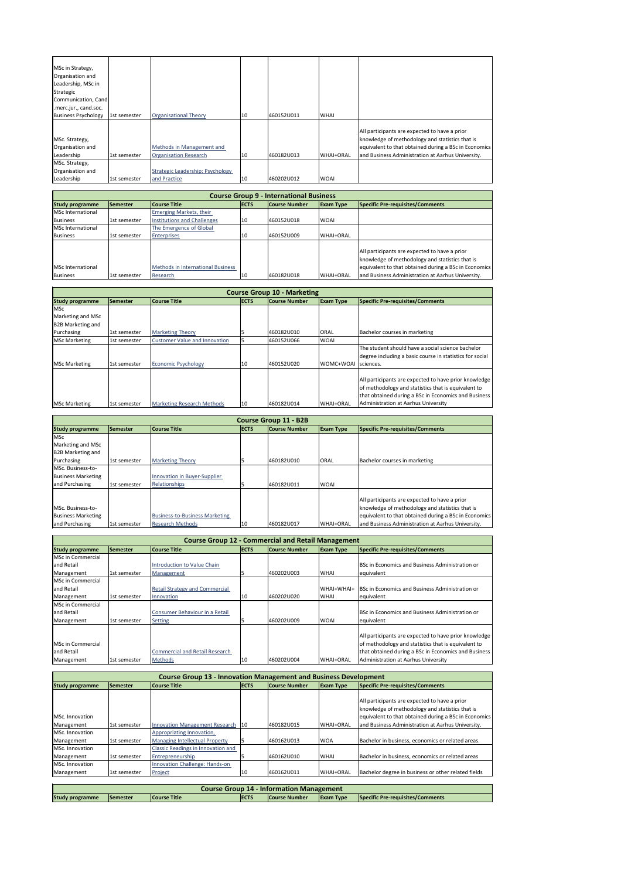| Study programme | Semester | Course Title | ECTS | Course Number | Exam Type | Specific Pre-requisites/Comments |
|---|---|---|---|---|---|---|
| MSc in Strategy, Organisation and Leadership, MSc in Strategic Communication, Cand .merc.jur., cand.soc. Business Psychology | 1st semester | Organisational Theory | 10 | 460152U011 | WHAI | |
| MSc. Strategy, Organisation and Leadership | 1st semester | Methods in Management and Organisation Research | 10 | 460182U013 | WHAI+ORAL | All participants are expected to have a prior knowledge of methodology and statistics that is equivalent to that obtained during a BSc in Economics and Business Administration at Aarhus University. |
| MSc. Strategy, Organisation and Leadership | 1st semester | Strategic Leadership: Psychology and Practice | 10 | 460202U012 | WOAI | |

## Course Group 9 - International Business

| Study programme | Semester | Course Title | ECTS | Course Number | Exam Type | Specific Pre-requisites/Comments |
|---|---|---|---|---|---|---|
| MSc International Business | 1st semester | Emerging Markets, their Institutions and Challenges | 10 | 460152U018 | WOAI | |
| MSc International Business | 1st semester | The Emergence of Global Enterprises | 10 | 460152U009 | WHAI+ORAL | |
| MSc International Business | 1st semester | Methods in International Business Research | 10 | 460182U018 | WHAI+ORAL | All participants are expected to have a prior knowledge of methodology and statistics that is equivalent to that obtained during a BSc in Economics and Business Administration at Aarhus University. |

## Course Group 10 - Marketing

| Study programme | Semester | Course Title | ECTS | Course Number | Exam Type | Specific Pre-requisites/Comments |
|---|---|---|---|---|---|---|
| MSc Marketing and MSc B2B Marketing and Purchasing | 1st semester | Marketing Theory | 5 | 460182U010 | ORAL | Bachelor courses in marketing |
| MSc Marketing | 1st semester | Customer Value and Innovation | 5 | 460152U066 | WOAI | |
| MSc Marketing | 1st semester | Economic Psychology | 10 | 460152U020 | WOMC+WOAI | The student should have a social science bachelor degree including a basic course in statistics for social sciences. |
| MSc Marketing | 1st semester | Marketing Research Methods | 10 | 460182U014 | WHAI+ORAL | All participants are expected to have prior knowledge of methodology and statistics that is equivalent to that obtained during a BSc in Economics and Business Administration at Aarhus University |

## Course Group 11 - B2B

| Study programme | Semester | Course Title | ECTS | Course Number | Exam Type | Specific Pre-requisites/Comments |
|---|---|---|---|---|---|---|
| MSc Marketing and MSc B2B Marketing and Purchasing | 1st semester | Marketing Theory | 5 | 460182U010 | ORAL | Bachelor courses in marketing |
| MSc. Business-to-Business Marketing and Purchasing | 1st semester | Innovation in Buyer-Supplier Relationships | 5 | 460182U011 | WOAI | |
| MSc. Business-to-Business Marketing and Purchasing | 1st semester | Business-to-Business Marketing Research Methods | 10 | 460182U017 | WHAI+ORAL | All participants are expected to have a prior knowledge of methodology and statistics that is equivalent to that obtained during a BSc in Economics and Business Administration at Aarhus University. |

## Course Group 12 - Commercial and Retail Management

| Study programme | Semester | Course Title | ECTS | Course Number | Exam Type | Specific Pre-requisites/Comments |
|---|---|---|---|---|---|---|
| MSc in Commercial and Retail Management | 1st semester | Introduction to Value Chain Management | 5 | 460202U003 | WHAI | BSc in Economics and Business Administration or equivalent |
| MSc in Commercial and Retail Management | 1st semester | Retail Strategy and Commercial Innovation | 10 | 460202U020 | WHAI+WHAI+ WHAI | BSc in Economics and Business Administration or equivalent |
| MSc in Commercial and Retail Management | 1st semester | Consumer Behaviour in a Retail Setting | 5 | 460202U009 | WOAI | BSc in Economics and Business Administration or equivalent |
| MSc in Commercial and Retail Management | 1st semester | Commercial and Retail Research Methods | 10 | 460202U004 | WHAI+ORAL | All participants are expected to have prior knowledge of methodology and statistics that is equivalent to that obtained during a BSc in Economics and Business Administration at Aarhus University |

## Course Group 13 - Innovation Management and Business Development

| Study programme | Semester | Course Title | ECTS | Course Number | Exam Type | Specific Pre-requisites/Comments |
|---|---|---|---|---|---|---|
| MSc. Innovation Management | 1st semester | Innovation Management Research | 10 | 460182U015 | WHAI+ORAL | All participants are expected to have a prior knowledge of methodology and statistics that is equivalent to that obtained during a BSc in Economics and Business Administration at Aarhus University. |
| MSc. Innovation Management | 1st semester | Appropriating Innovation, Managing Intellectual Property | 5 | 460162U013 | WOA | Bachelor in business, economics or related areas. |
| MSc. Innovation Management | 1st semester | Classic Readings in Innovation and Entrepreneurship | 5 | 460162U010 | WHAI | Bachelor in business, economics or related areas |
| MSc. Innovation Management | 1st semester | Innovation Challenge: Hands-on Project | 10 | 460162U011 | WHAI+ORAL | Bachelor degree in business or other related fields |

## Course Group 14 - Information Management

| Study programme | Semester | Course Title | ECTS | Course Number | Exam Type | Specific Pre-requisites/Comments |
|---|---|---|---|---|---|---|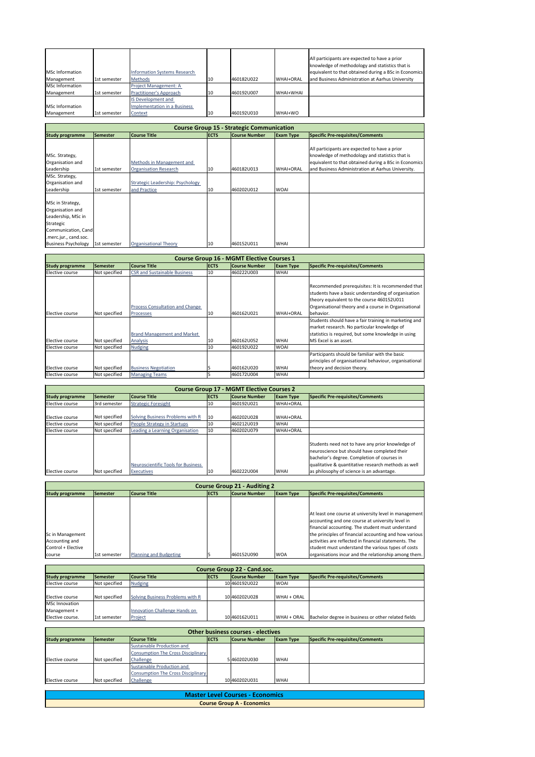| | | | | | | |
|---|---|---|---|---|---|---|
| MSc Information Management | 1st semester | Information Systems Research Methods | 10 | 460182U022 | WHAI+ORAL | All participants are expected to have a prior knowledge of methodology and statistics that is equivalent to that obtained during a BSc in Economics and Business Administration at Aarhus University |
| MSc Information Management | 1st semester | Project Management: A Practitioner's Approach | 10 | 460192U007 | WHAI+WHAI | |
| MSc Information Management | 1st semester | IS Development and Implementation in a Business Context | 10 | 460192U010 | WHAI+WO | |

| Course Group 15 - Strategic Communication | | | | | | |
|---|---|---|---|---|---|---|
| **Study programme** | **Semester** | **Course Title** | **ECTS** | **Course Number** | **Exam Type** | **Specific Pre-requisites/Comments** |
| MSc. Strategy, Organisation and Leadership | 1st semester | Methods in Management and Organisation Research | 10 | 460182U013 | WHAI+ORAL | All participants are expected to have a prior knowledge of methodology and statistics that is equivalent to that obtained during a BSc in Economics and Business Administration at Aarhus University. |
| MSc. Strategy, Organisation and Leadership | 1st semester | Strategic Leadership: Psychology and Practice | 10 | 460202U012 | WOAI | |
| MSc in Strategy, Organisation and Leadership, MSc in Strategic Communication, Cand .merc.jur., cand.soc. Business Psychology | 1st semester | Organisational Theory | 10 | 460152U011 | WHAI | |

| Course Group 16 - MGMT Elective Courses 1 | | | | | | |
|---|---|---|---|---|---|---|
| **Study programme** | **Semester** | **Course Title** | **ECTS** | **Course Number** | **Exam Type** | **Specific Pre-requisites/Comments** |
| Elective course | Not specified | CSR and Sustainable Business | 10 | 460222U003 | WHAI | |
| Elective course | Not specified | Process Consultation and Change Processes | 10 | 460162U021 | WHAI+ORAL | Recommended prerequisites: It is recommended that students have a basic understanding of organisation theory equivalent to the course 460152U011 Organisational theory and a course in Organisational behavior. |
| Elective course | Not specified | Brand Management and Market Analysis | 10 | 460162U052 | WHAI | Students should have a fair training in marketing and market research. No particular knowledge of statistics is required, but some knowledge in using MS Excel is an asset. |
| Elective course | Not specified | Nudging | 10 | 460192U022 | WOAI | |
| Elective course | Not specified | Business Negotiation | 5 | 460162U020 | WHAI | Participants should be familiar with the basic principles of organisational behaviour, organisational theory and decision theory. |
| Elective course | Not specified | Managing Teams | 5 | 460172U004 | WHAI | |

| Course Group 17 - MGMT Elective Courses 2 | | | | | | |
|---|---|---|---|---|---|---|
| **Study programme** | **Semester** | **Course Title** | **ECTS** | **Course Number** | **Exam Type** | **Specific Pre-requisites/Comments** |
| Elective course | 3rd semester | Strategic Foresight | 10 | 460192U021 | WHAI+ORAL | |
| Elective course | Not specified | Solving Business Problems with R | 10 | 460202U028 | WHAI+ORAL | |
| Elective course | Not specified | People Strategy in Startups | 10 | 460212U019 | WHAI | |
| Elective course | Not specified | Leading a Learning Organisation | 10 | 460202U079 | WHAI+ORAL | |
| Elective course | Not specified | Neuroscientific Tools for Business Executives | 10 | 460222U004 | WHAI | Students need not to have any prior knowledge of neuroscience but should have completed their bachelor's degree. Completion of courses in qualitative & quantitative research methods as well as philosophy of science is an advantage. |

| Course Group 21 - Auditing 2 | | | | | | |
|---|---|---|---|---|---|---|
| **Study programme** | **Semester** | **Course Title** | **ECTS** | **Course Number** | **Exam Type** | **Specific Pre-requisites/Comments** |
| Sc in Management Accounting and Control + Elective course | 1st semester | Planning and Budgeting | 5 | 460152U090 | WOA | At least one course at university level in management accounting and one course at university level in financial accounting. The student must understand the principles of financial accounting and how various activities are reflected in financial statements. The student must understand the various types of costs organisations incur and the relationship among them. |

| Course Group 22 - Cand.soc. | | | | | | |
|---|---|---|---|---|---|---|
| **Study programme** | **Semester** | **Course Title** | **ECTS** | **Course Number** | **Exam Type** | **Specific Pre-requisites/Comments** |
| Elective course | Not specified | Nudging | 10 | 460192U022 | WOAI | |
| Elective course | Not specified | Solving Business Problems with R | 10 | 460202U028 | WHAI + ORAL | |
| MSc Innovation Management + Elective course. | 1st semester | Innovation Challenge Hands on Project | 10 | 460162U011 | WHAI + ORAL | Bachelor degree in business or other related fields |

| Other business courses - electives | | | | | | |
|---|---|---|---|---|---|---|
| **Study programme** | **Semester** | **Course Title** | **ECTS** | **Course Number** | **Exam Type** | **Specific Pre-requisites/Comments** |
| Elective course | Not specified | Sustainable Production and Consumption The Cross Disciplinary Challenge | 5 | 460202U030 | WHAI | |
| Elective course | Not specified | Sustainable Production and Consumption The Cross Disciplinary Challenge | 10 | 460202U031 | WHAI | |

## Master Level Courses - Economics

### Course Group A - Economics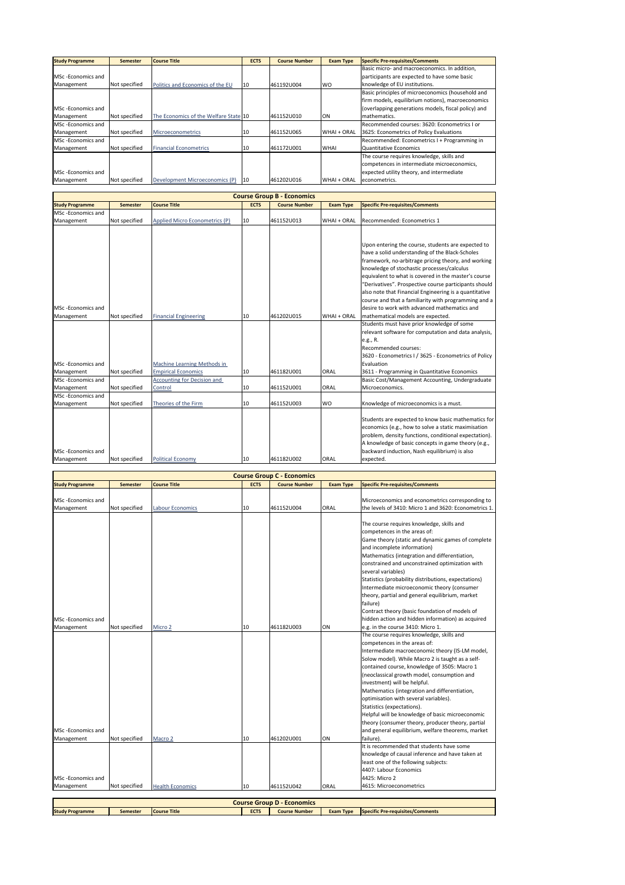| Study Programme | Semester | Course Title | ECTS | Course Number | Exam Type | Specific Pre-requisites/Comments |
|---|---|---|---|---|---|---|
| MSc -Economics and Management | Not specified | Politics and Economics of the EU | 10 | 461192U004 | WO | Basic micro- and macroeconomics. In addition, participants are expected to have some basic knowledge of EU institutions. |
| MSc -Economics and Management | Not specified | The Economics of the Welfare State | 10 | 461152U010 | ON | Basic principles of microeconomics (household and firm models, equilibrium notions), macroeconomics (overlapping generations models, fiscal policy) and mathematics. |
| MSc -Economics and Management | Not specified | Microeconometrics | 10 | 461152U065 | WHAI + ORAL | Recommended courses: 3620: Econometrics I or 3625: Econometrics of Policy Evaluations |
| MSc -Economics and Management | Not specified | Financial Econometrics | 10 | 461172U001 | WHAI | Recommended: Econometrics I + Programming in Quantitative Economics |
| MSc -Economics and Management | Not specified | Development Microeconomics (P) | 10 | 461202U016 | WHAI + ORAL | The course requires knowledge, skills and competences in intermediate microeconomics, expected utility theory, and intermediate econometrics. |

## Course Group B - Economics

| Study Programme | Semester | Course Title | ECTS | Course Number | Exam Type | Specific Pre-requisites/Comments |
|---|---|---|---|---|---|---|
| MSc -Economics and Management | Not specified | Applied Micro Econometrics (P) | 10 | 461152U013 | WHAI + ORAL | Recommended: Econometrics 1 |
| MSc -Economics and Management | Not specified | Financial Engineering | 10 | 461202U015 | WHAI + ORAL | Upon entering the course, students are expected to have a solid understanding of the Black-Scholes framework, no-arbitrage pricing theory, and working knowledge of stochastic processes/calculus equivalent to what is covered in the master's course "Derivatives". Prospective course participants should also note that Financial Engineering is a quantitative course and that a familiarity with programming and a desire to work with advanced mathematics and mathematical models are expected. |
| MSc -Economics and Management | Not specified | Machine Learning Methods in Empirical Economics | 10 | 461182U001 | ORAL | Students must have prior knowledge of some relevant software for computation and data analysis, e.g., R. Recommended courses: 3620 - Econometrics I / 3625 - Econometrics of Policy Evaluation 3611 - Programming in Quantitative Economics |
| MSc -Economics and Management | Not specified | Accounting for Decision and Control | 10 | 461152U001 | ORAL | Basic Cost/Management Accounting, Undergraduate Microeconomics. |
| MSc -Economics and Management | Not specified | Theories of the Firm | 10 | 461152U003 | WO | Knowledge of microeconomics is a must. |
| MSc -Economics and Management | Not specified | Political Economy | 10 | 461182U002 | ORAL | Students are expected to know basic mathematics for economics (e.g., how to solve a static maximisation problem, density functions, conditional expectation). A knowledge of basic concepts in game theory (e.g., backward induction, Nash equilibrium) is also expected. |

## Course Group C - Economics

| Study Programme | Semester | Course Title | ECTS | Course Number | Exam Type | Specific Pre-requisites/Comments |
|---|---|---|---|---|---|---|
| MSc -Economics and Management | Not specified | Labour Economics | 10 | 461152U004 | ORAL | Microeconomics and econometrics corresponding to the levels of 3410: Micro 1 and 3620: Econometrics 1. |
| MSc -Economics and Management | Not specified | Micro 2 | 10 | 461182U003 | ON | The course requires knowledge, skills and competences in the areas of: Game theory (static and dynamic games of complete and incomplete information) Mathematics (integration and differentiation, constrained and unconstrained optimization with several variables) Statistics (probability distributions, expectations) Intermediate microeconomic theory (consumer theory, partial and general equilibrium, market failure) Contract theory (basic foundation of models of hidden action and hidden information) as acquired e.g. in the course 3410: Micro 1. |
| MSc -Economics and Management | Not specified | Macro 2 | 10 | 461202U001 | ON | The course requires knowledge, skills and competences in the areas of: Intermediate macroeconomic theory (IS-LM model, Solow model). While Macro 2 is taught as a self-contained course, knowledge of 3505: Macro 1 (neoclassical growth model, consumption and investment) will be helpful. Mathematics (integration and differentiation, optimisation with several variables). Statistics (expectations). Helpful will be knowledge of basic microeconomic theory (consumer theory, producer theory, partial and general equilibrium, welfare theorems, market failure). |
| MSc -Economics and Management | Not specified | Health Economics | 10 | 461152U042 | ORAL | It is recommended that students have some knowledge of causal inference and have taken at least one of the following subjects: 4407: Labour Economics 4425: Micro 2 4615: Microeconometrics |

## Course Group D - Economics

| Study Programme | Semester | Course Title | ECTS | Course Number | Exam Type | Specific Pre-requisites/Comments |
|---|---|---|---|---|---|---|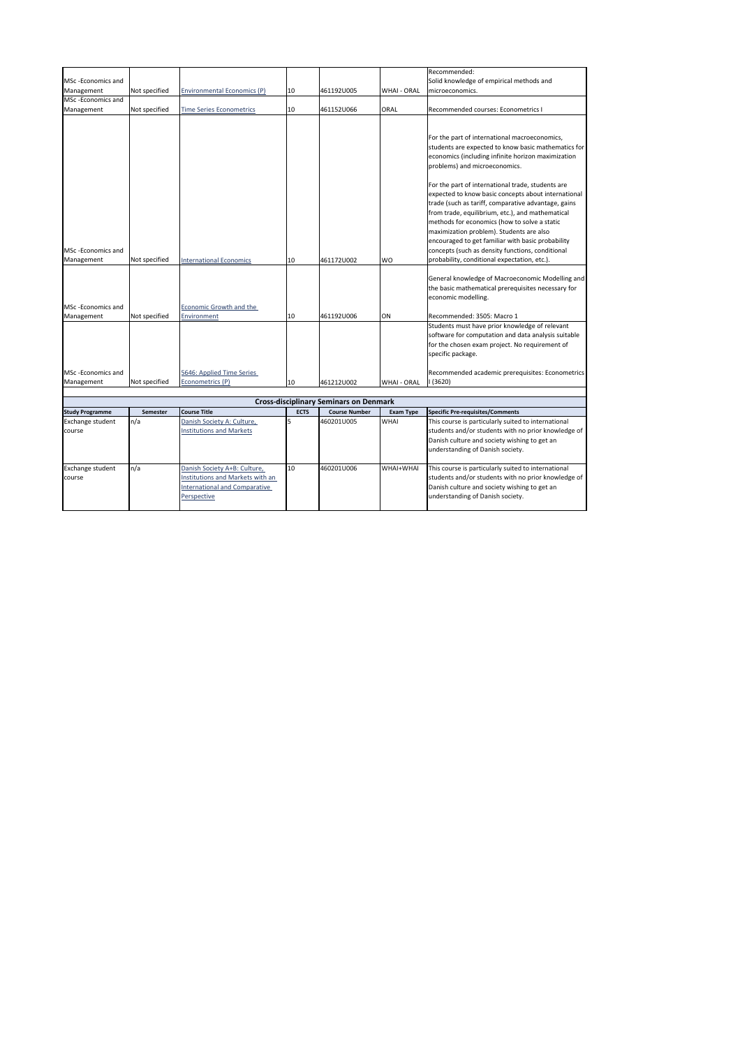| | | | | | | |
|---|---|---|---|---|---|---|
| MSc -Economics and Management | Not specified | Environmental Economics (P) | 10 | 461192U005 | WHAI - ORAL | Recommended: Solid knowledge of empirical methods and microeconomics. |
| MSc -Economics and Management | Not specified | Time Series Econometrics | 10 | 461152U066 | ORAL | Recommended courses: Econometrics I |
| MSc -Economics and Management | Not specified | International Economics | 10 | 461172U002 | WO | For the part of international macroeconomics, students are expected to know basic mathematics for economics (including infinite horizon maximization problems) and microeconomics. For the part of international trade, students are expected to know basic concepts about international trade (such as tariff, comparative advantage, gains from trade, equilibrium, etc.), and mathematical methods for economics (how to solve a static maximization problem). Students are also encouraged to get familiar with basic probability concepts (such as density functions, conditional probability, conditional expectation, etc.). |
| MSc -Economics and Management | Not specified | Economic Growth and the Environment | 10 | 461192U006 | ON | General knowledge of Macroeconomic Modelling and the basic mathematical prerequisites necessary for economic modelling. Recommended: 3505: Macro 1 |
| MSc -Economics and Management | Not specified | 5646: Applied Time Series Econometrics (P) | 10 | 461212U002 | WHAI - ORAL | Students must have prior knowledge of relevant software for computation and data analysis suitable for the chosen exam project. No requirement of specific package. Recommended academic prerequisites: Econometrics I (3620) |

**Cross-disciplinary Seminars on Denmark**

| Study Programme | Semester | Course Title | ECTS | Course Number | Exam Type | Specific Pre-requisites/Comments |
|---|---|---|---|---|---|---|
| Exchange student course | n/a | Danish Society A: Culture, Institutions and Markets | 5 | 460201U005 | WHAI | This course is particularly suited to international students and/or students with no prior knowledge of Danish culture and society wishing to get an understanding of Danish society. |
| Exchange student course | n/a | Danish Society A+B: Culture, Institutions and Markets with an International and Comparative Perspective | 10 | 460201U006 | WHAI+WHAI | This course is particularly suited to international students and/or students with no prior knowledge of Danish culture and society wishing to get an understanding of Danish society. |